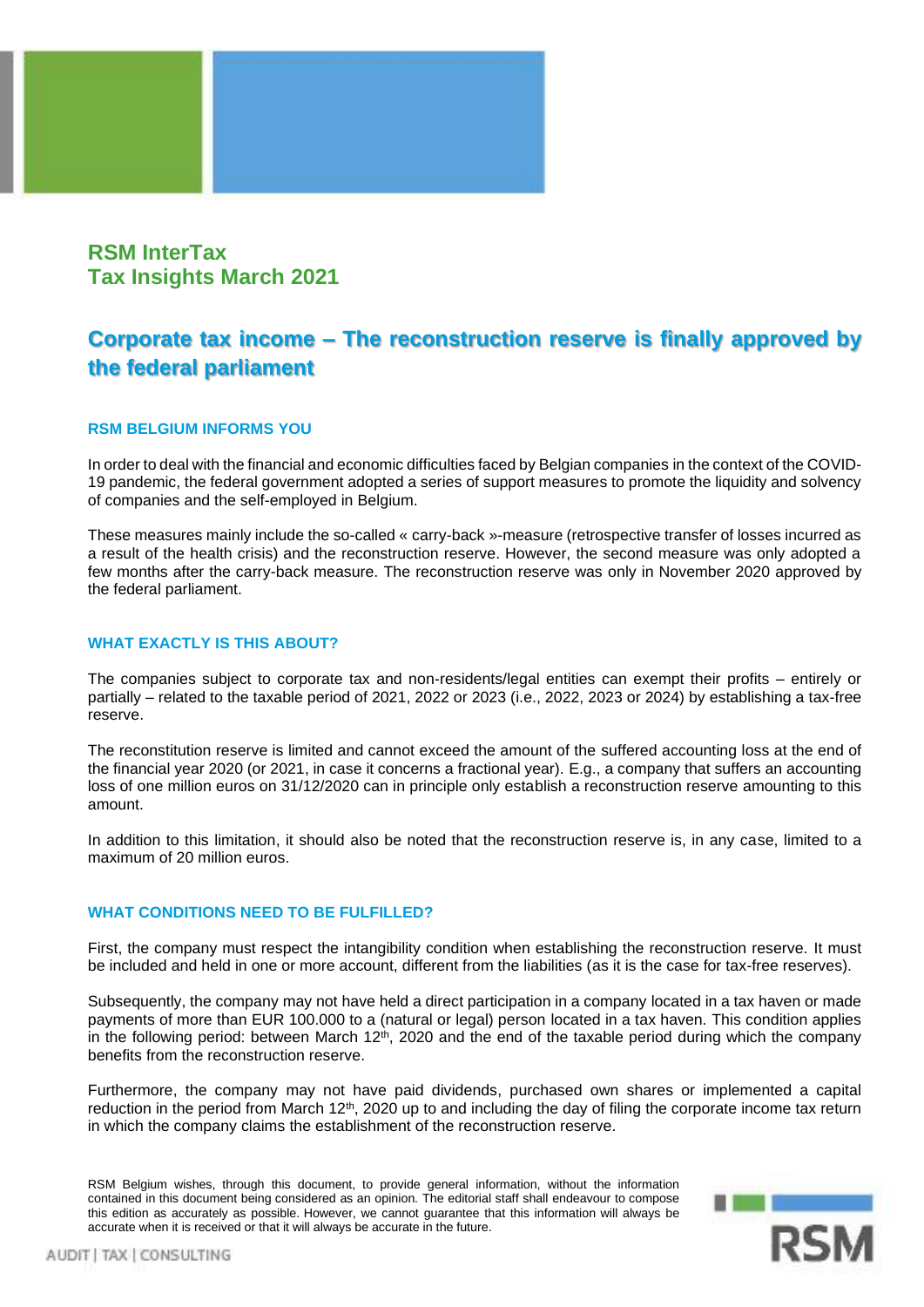**RSM InterTax**
**Tax Insights March 2021**

# Corporate tax income – The reconstruction reserve is finally approved by the federal parliament

## RSM BELGIUM INFORMS YOU

In order to deal with the financial and economic difficulties faced by Belgian companies in the context of the COVID-19 pandemic, the federal government adopted a series of support measures to promote the liquidity and solvency of companies and the self-employed in Belgium.

These measures mainly include the so-called « carry-back »-measure (retrospective transfer of losses incurred as a result of the health crisis) and the reconstruction reserve. However, the second measure was only adopted a few months after the carry-back measure. The reconstruction reserve was only in November 2020 approved by the federal parliament.

## WHAT EXACTLY IS THIS ABOUT?

The companies subject to corporate tax and non-residents/legal entities can exempt their profits – entirely or partially – related to the taxable period of 2021, 2022 or 2023 (i.e., 2022, 2023 or 2024) by establishing a tax-free reserve.

The reconstitution reserve is limited and cannot exceed the amount of the suffered accounting loss at the end of the financial year 2020 (or 2021, in case it concerns a fractional year). E.g., a company that suffers an accounting loss of one million euros on 31/12/2020 can in principle only establish a reconstruction reserve amounting to this amount.

In addition to this limitation, it should also be noted that the reconstruction reserve is, in any case, limited to a maximum of 20 million euros.

## WHAT CONDITIONS NEED TO BE FULFILLED?

First, the company must respect the intangibility condition when establishing the reconstruction reserve. It must be included and held in one or more account, different from the liabilities (as it is the case for tax-free reserves).

Subsequently, the company may not have held a direct participation in a company located in a tax haven or made payments of more than EUR 100.000 to a (natural or legal) person located in a tax haven. This condition applies in the following period: between March 12th, 2020 and the end of the taxable period during which the company benefits from the reconstruction reserve.

Furthermore, the company may not have paid dividends, purchased own shares or implemented a capital reduction in the period from March 12th, 2020 up to and including the day of filing the corporate income tax return in which the company claims the establishment of the reconstruction reserve.

RSM Belgium wishes, through this document, to provide general information, without the information contained in this document being considered as an opinion. The editorial staff shall endeavour to compose this edition as accurately as possible. However, we cannot guarantee that this information will always be accurate when it is received or that it will always be accurate in the future.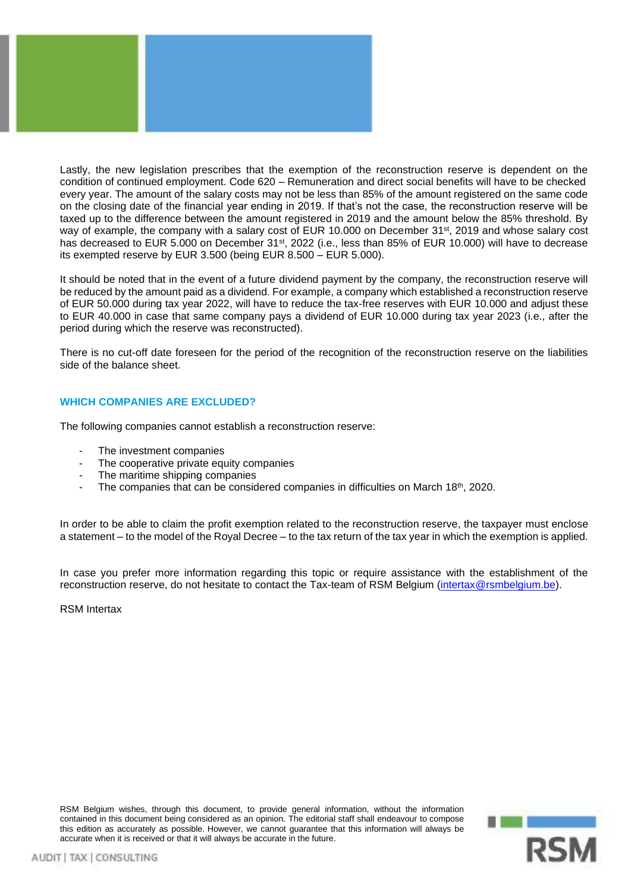Lastly, the new legislation prescribes that the exemption of the reconstruction reserve is dependent on the condition of continued employment. Code 620 – Remuneration and direct social benefits will have to be checked every year. The amount of the salary costs may not be less than 85% of the amount registered on the same code on the closing date of the financial year ending in 2019. If that's not the case, the reconstruction reserve will be taxed up to the difference between the amount registered in 2019 and the amount below the 85% threshold. By way of example, the company with a salary cost of EUR 10.000 on December 31st, 2019 and whose salary cost has decreased to EUR 5.000 on December 31st, 2022 (i.e., less than 85% of EUR 10.000) will have to decrease its exempted reserve by EUR 3.500 (being EUR 8.500 – EUR 5.000).

It should be noted that in the event of a future dividend payment by the company, the reconstruction reserve will be reduced by the amount paid as a dividend. For example, a company which established a reconstruction reserve of EUR 50.000 during tax year 2022, will have to reduce the tax-free reserves with EUR 10.000 and adjust these to EUR 40.000 in case that same company pays a dividend of EUR 10.000 during tax year 2023 (i.e., after the period during which the reserve was reconstructed).

There is no cut-off date foreseen for the period of the recognition of the reconstruction reserve on the liabilities side of the balance sheet.

## WHICH COMPANIES ARE EXCLUDED?

The following companies cannot establish a reconstruction reserve:

- The investment companies
- The cooperative private equity companies
- The maritime shipping companies
- The companies that can be considered companies in difficulties on March 18th, 2020.

In order to be able to claim the profit exemption related to the reconstruction reserve, the taxpayer must enclose a statement – to the model of the Royal Decree – to the tax return of the tax year in which the exemption is applied.

In case you prefer more information regarding this topic or require assistance with the establishment of the reconstruction reserve, do not hesitate to contact the Tax-team of RSM Belgium (intertax@rsmbelgium.be).

RSM Intertax

RSM Belgium wishes, through this document, to provide general information, without the information contained in this document being considered as an opinion. The editorial staff shall endeavour to compose this edition as accurately as possible. However, we cannot guarantee that this information will always be accurate when it is received or that it will always be accurate in the future.